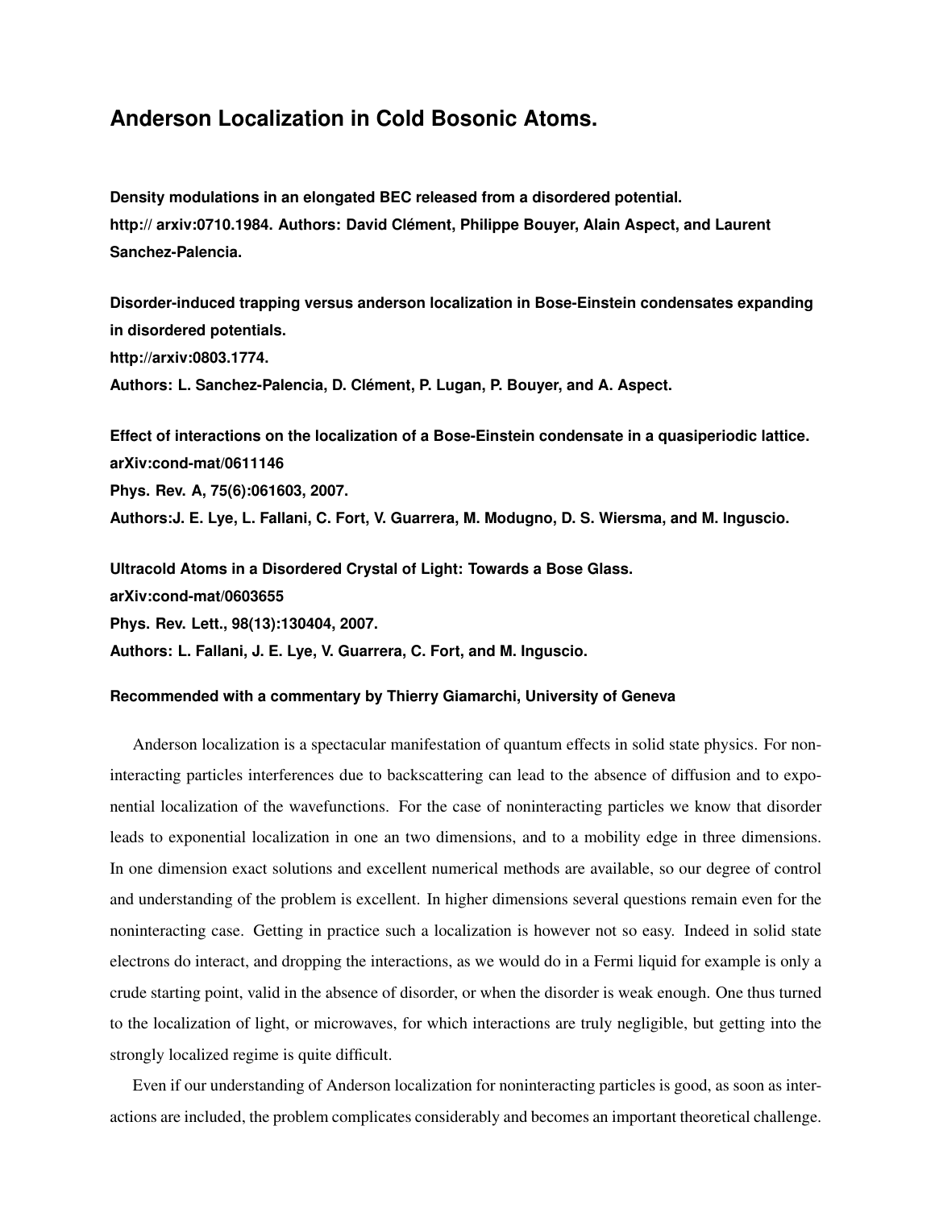# Anderson Localization in Cold Bosonic Atoms.

**Density modulations in an elongated BEC released from a disordered potential.**
**http:// arxiv:0710.1984. Authors: David Clément, Philippe Bouyer, Alain Aspect, and Laurent Sanchez-Palencia.**

**Disorder-induced trapping versus anderson localization in Bose-Einstein condensates expanding in disordered potentials.**
**http://arxiv:0803.1774.**
**Authors: L. Sanchez-Palencia, D. Clément, P. Lugan, P. Bouyer, and A. Aspect.**

**Effect of interactions on the localization of a Bose-Einstein condensate in a quasiperiodic lattice.**
**arXiv:cond-mat/0611146**
**Phys. Rev. A, 75(6):061603, 2007.**
**Authors:J. E. Lye, L. Fallani, C. Fort, V. Guarrera, M. Modugno, D. S. Wiersma, and M. Inguscio.**

**Ultracold Atoms in a Disordered Crystal of Light: Towards a Bose Glass.**
**arXiv:cond-mat/0603655**
**Phys. Rev. Lett., 98(13):130404, 2007.**
**Authors: L. Fallani, J. E. Lye, V. Guarrera, C. Fort, and M. Inguscio.**

**Recommended with a commentary by Thierry Giamarchi, University of Geneva**

Anderson localization is a spectacular manifestation of quantum effects in solid state physics. For noninteracting particles interferences due to backscattering can lead to the absence of diffusion and to exponential localization of the wavefunctions. For the case of noninteracting particles we know that disorder leads to exponential localization in one an two dimensions, and to a mobility edge in three dimensions. In one dimension exact solutions and excellent numerical methods are available, so our degree of control and understanding of the problem is excellent. In higher dimensions several questions remain even for the noninteracting case. Getting in practice such a localization is however not so easy. Indeed in solid state electrons do interact, and dropping the interactions, as we would do in a Fermi liquid for example is only a crude starting point, valid in the absence of disorder, or when the disorder is weak enough. One thus turned to the localization of light, or microwaves, for which interactions are truly negligible, but getting into the strongly localized regime is quite difficult.

Even if our understanding of Anderson localization for noninteracting particles is good, as soon as interactions are included, the problem complicates considerably and becomes an important theoretical challenge.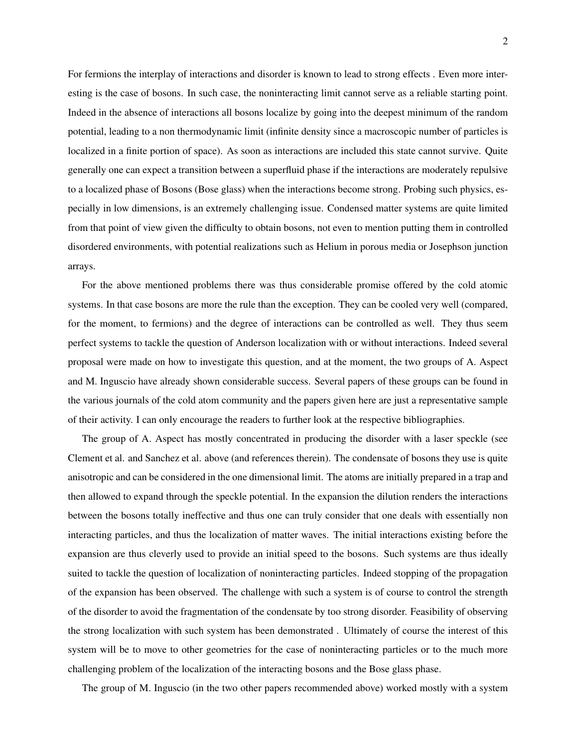For fermions the interplay of interactions and disorder is known to lead to strong effects . Even more interesting is the case of bosons. In such case, the noninteracting limit cannot serve as a reliable starting point. Indeed in the absence of interactions all bosons localize by going into the deepest minimum of the random potential, leading to a non thermodynamic limit (infinite density since a macroscopic number of particles is localized in a finite portion of space). As soon as interactions are included this state cannot survive. Quite generally one can expect a transition between a superfluid phase if the interactions are moderately repulsive to a localized phase of Bosons (Bose glass) when the interactions become strong. Probing such physics, especially in low dimensions, is an extremely challenging issue. Condensed matter systems are quite limited from that point of view given the difficulty to obtain bosons, not even to mention putting them in controlled disordered environments, with potential realizations such as Helium in porous media or Josephson junction arrays.

For the above mentioned problems there was thus considerable promise offered by the cold atomic systems. In that case bosons are more the rule than the exception. They can be cooled very well (compared, for the moment, to fermions) and the degree of interactions can be controlled as well. They thus seem perfect systems to tackle the question of Anderson localization with or without interactions. Indeed several proposal were made on how to investigate this question, and at the moment, the two groups of A. Aspect and M. Inguscio have already shown considerable success. Several papers of these groups can be found in the various journals of the cold atom community and the papers given here are just a representative sample of their activity. I can only encourage the readers to further look at the respective bibliographies.

The group of A. Aspect has mostly concentrated in producing the disorder with a laser speckle (see Clement et al. and Sanchez et al. above (and references therein). The condensate of bosons they use is quite anisotropic and can be considered in the one dimensional limit. The atoms are initially prepared in a trap and then allowed to expand through the speckle potential. In the expansion the dilution renders the interactions between the bosons totally ineffective and thus one can truly consider that one deals with essentially non interacting particles, and thus the localization of matter waves. The initial interactions existing before the expansion are thus cleverly used to provide an initial speed to the bosons. Such systems are thus ideally suited to tackle the question of localization of noninteracting particles. Indeed stopping of the propagation of the expansion has been observed. The challenge with such a system is of course to control the strength of the disorder to avoid the fragmentation of the condensate by too strong disorder. Feasibility of observing the strong localization with such system has been demonstrated . Ultimately of course the interest of this system will be to move to other geometries for the case of noninteracting particles or to the much more challenging problem of the localization of the interacting bosons and the Bose glass phase.

The group of M. Inguscio (in the two other papers recommended above) worked mostly with a system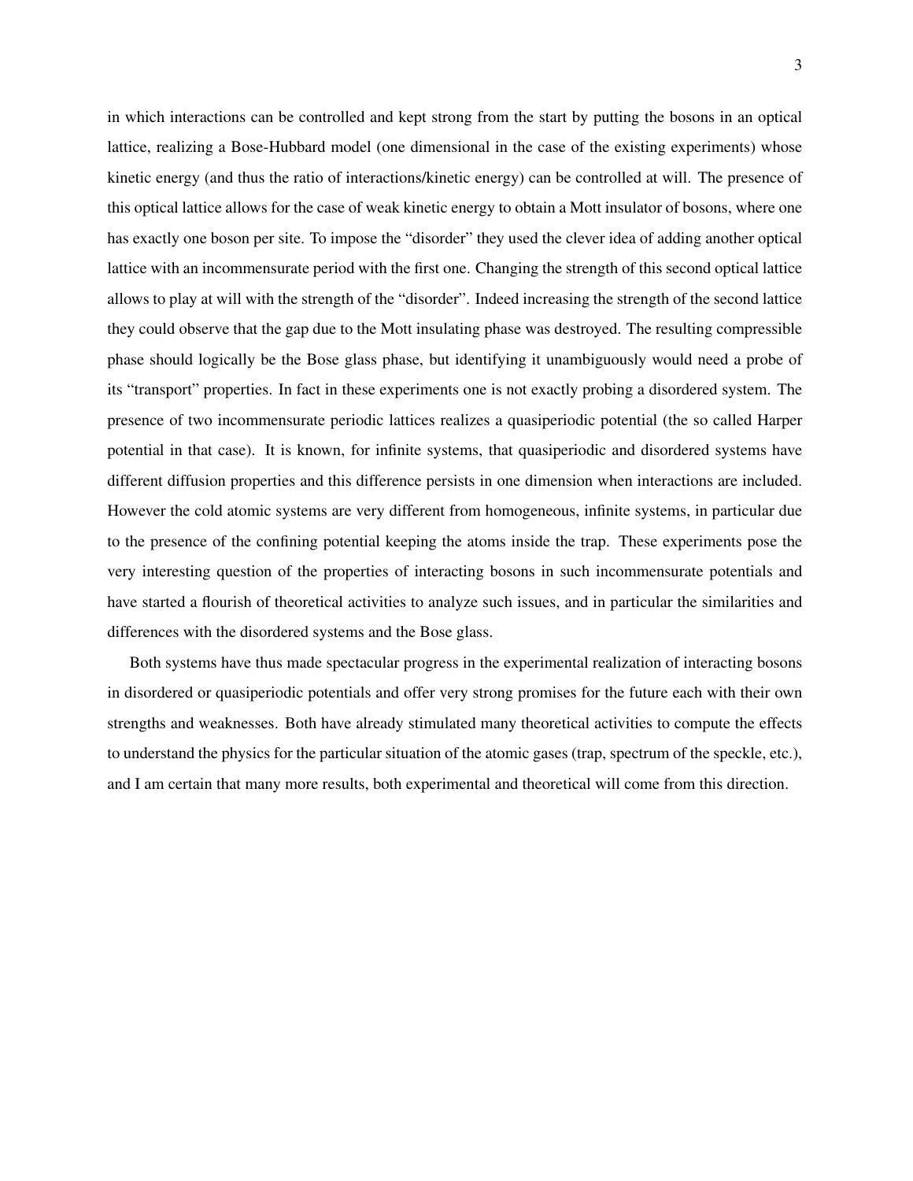in which interactions can be controlled and kept strong from the start by putting the bosons in an optical lattice, realizing a Bose-Hubbard model (one dimensional in the case of the existing experiments) whose kinetic energy (and thus the ratio of interactions/kinetic energy) can be controlled at will. The presence of this optical lattice allows for the case of weak kinetic energy to obtain a Mott insulator of bosons, where one has exactly one boson per site. To impose the "disorder" they used the clever idea of adding another optical lattice with an incommensurate period with the first one. Changing the strength of this second optical lattice allows to play at will with the strength of the "disorder". Indeed increasing the strength of the second lattice they could observe that the gap due to the Mott insulating phase was destroyed. The resulting compressible phase should logically be the Bose glass phase, but identifying it unambiguously would need a probe of its "transport" properties. In fact in these experiments one is not exactly probing a disordered system. The presence of two incommensurate periodic lattices realizes a quasiperiodic potential (the so called Harper potential in that case). It is known, for infinite systems, that quasiperiodic and disordered systems have different diffusion properties and this difference persists in one dimension when interactions are included. However the cold atomic systems are very different from homogeneous, infinite systems, in particular due to the presence of the confining potential keeping the atoms inside the trap. These experiments pose the very interesting question of the properties of interacting bosons in such incommensurate potentials and have started a flourish of theoretical activities to analyze such issues, and in particular the similarities and differences with the disordered systems and the Bose glass.

Both systems have thus made spectacular progress in the experimental realization of interacting bosons in disordered or quasiperiodic potentials and offer very strong promises for the future each with their own strengths and weaknesses. Both have already stimulated many theoretical activities to compute the effects to understand the physics for the particular situation of the atomic gases (trap, spectrum of the speckle, etc.), and I am certain that many more results, both experimental and theoretical will come from this direction.